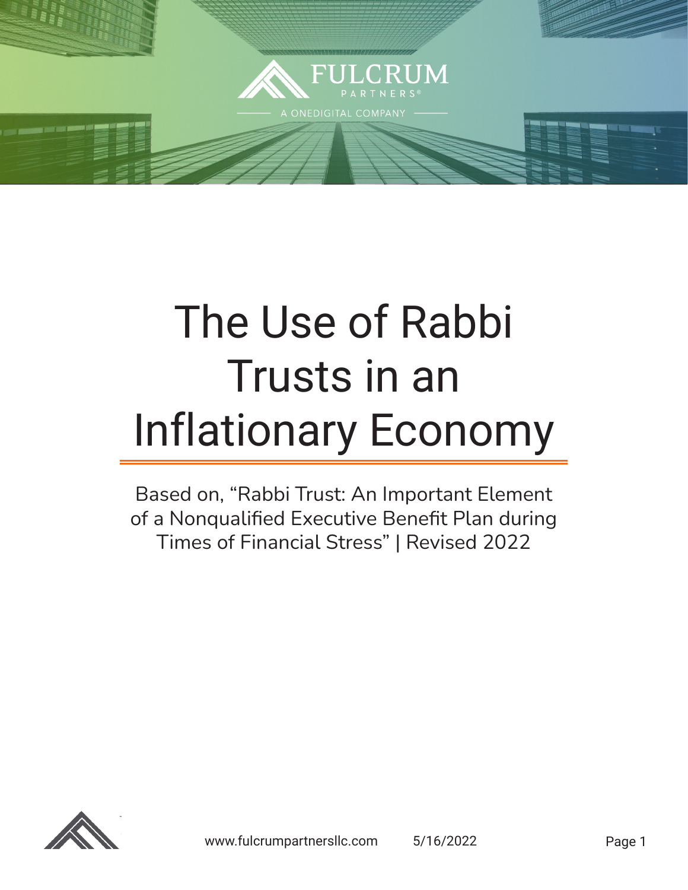FULCRUM

PARTNERS®

A ONEDIGITAL COMPANY

# The Use of Rabbi Trusts in an Inflationary Economy

Based on, "Rabbi Trust: An Important Element of a Nonqualified Executive Benefit Plan during Times of Financial Stress" | Revised 2022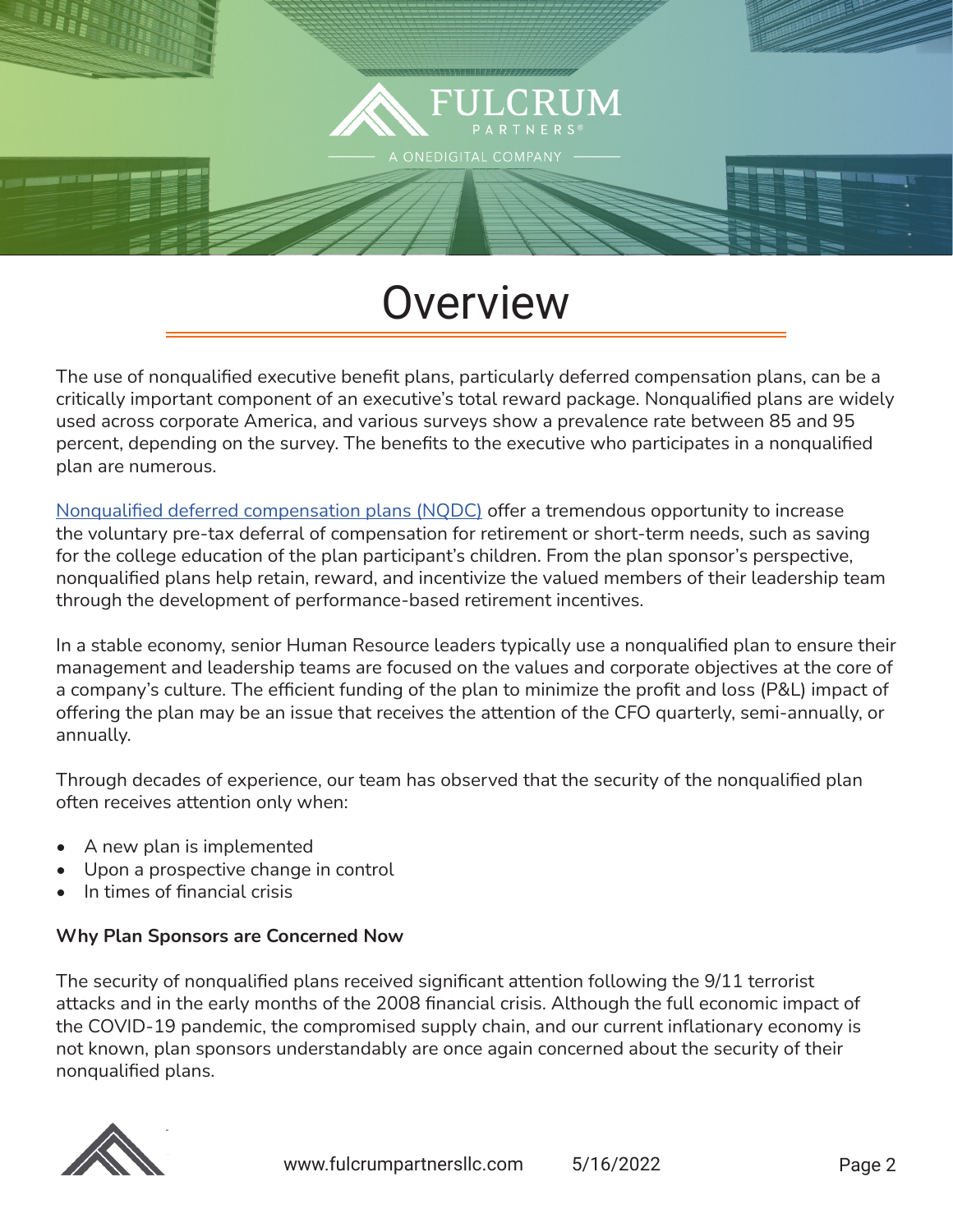# Overview

The use of nonqualified executive benefit plans, particularly deferred compensation plans, can be a critically important component of an executive's total reward package. Nonqualified plans are widely used across corporate America, and various surveys show a prevalence rate between 85 and 95 percent, depending on the survey. The benefits to the executive who participates in a nonqualified plan are numerous.

Nonqualified deferred compensation plans (NQDC) offer a tremendous opportunity to increase the voluntary pre-tax deferral of compensation for retirement or short-term needs, such as saving for the college education of the plan participant's children. From the plan sponsor's perspective, nonqualified plans help retain, reward, and incentivize the valued members of their leadership team through the development of performance-based retirement incentives.

In a stable economy, senior Human Resource leaders typically use a nonqualified plan to ensure their management and leadership teams are focused on the values and corporate objectives at the core of a company's culture. The efficient funding of the plan to minimize the profit and loss (P&L) impact of offering the plan may be an issue that receives the attention of the CFO quarterly, semi-annually, or annually.

Through decades of experience, our team has observed that the security of the nonqualified plan often receives attention only when:

- A new plan is implemented
- Upon a prospective change in control
- In times of financial crisis

**Why Plan Sponsors are Concerned Now**

The security of nonqualified plans received significant attention following the 9/11 terrorist attacks and in the early months of the 2008 financial crisis. Although the full economic impact of the COVID-19 pandemic, the compromised supply chain, and our current inflationary economy is not known, plan sponsors understandably are once again concerned about the security of their nonqualified plans.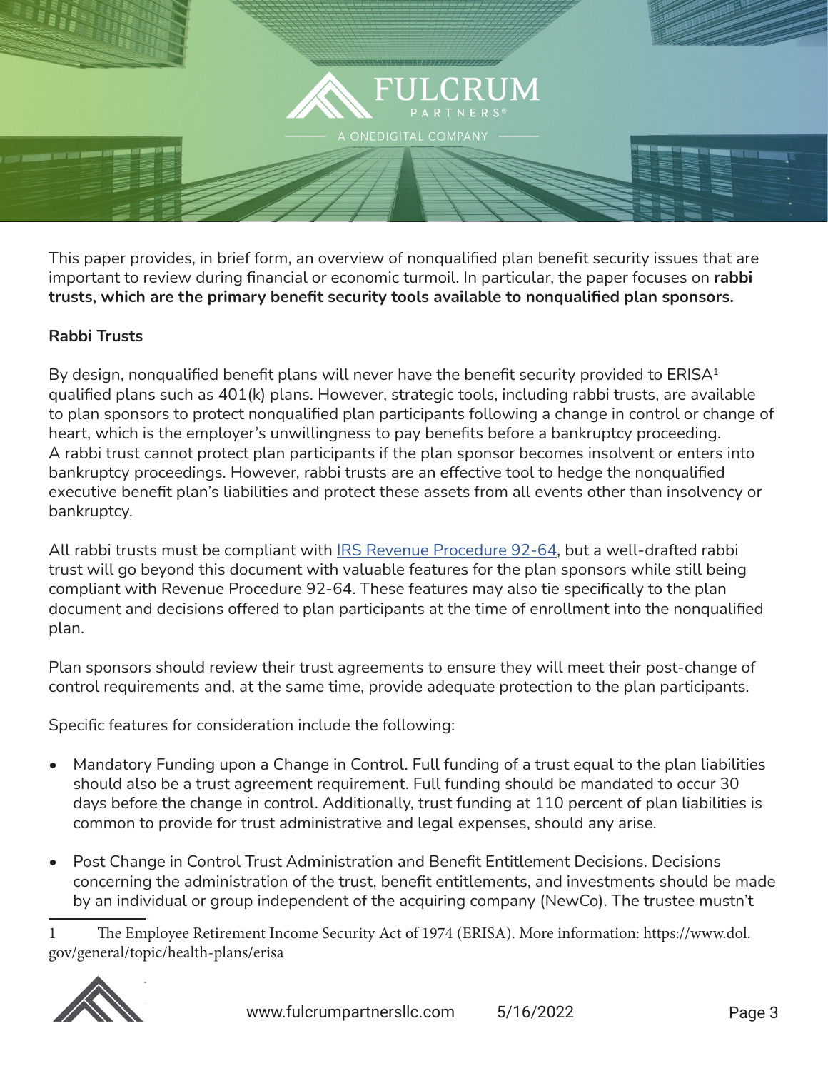This paper provides, in brief form, an overview of nonqualified plan benefit security issues that are important to review during financial or economic turmoil. In particular, the paper focuses on **rabbi trusts, which are the primary benefit security tools available to nonqualified plan sponsors.**

**Rabbi Trusts**

By design, nonqualified benefit plans will never have the benefit security provided to ERISA[1] qualified plans such as 401(k) plans. However, strategic tools, including rabbi trusts, are available to plan sponsors to protect nonqualified plan participants following a change in control or change of heart, which is the employer's unwillingness to pay benefits before a bankruptcy proceeding. A rabbi trust cannot protect plan participants if the plan sponsor becomes insolvent or enters into bankruptcy proceedings. However, rabbi trusts are an effective tool to hedge the nonqualified executive benefit plan's liabilities and protect these assets from all events other than insolvency or bankruptcy.

All rabbi trusts must be compliant with IRS Revenue Procedure 92-64, but a well-drafted rabbi trust will go beyond this document with valuable features for the plan sponsors while still being compliant with Revenue Procedure 92-64. These features may also tie specifically to the plan document and decisions offered to plan participants at the time of enrollment into the nonqualified plan.

Plan sponsors should review their trust agreements to ensure they will meet their post-change of control requirements and, at the same time, provide adequate protection to the plan participants.

Specific features for consideration include the following:

- Mandatory Funding upon a Change in Control. Full funding of a trust equal to the plan liabilities should also be a trust agreement requirement. Full funding should be mandated to occur 30 days before the change in control. Additionally, trust funding at 110 percent of plan liabilities is common to provide for trust administrative and legal expenses, should any arise.
- Post Change in Control Trust Administration and Benefit Entitlement Decisions. Decisions concerning the administration of the trust, benefit entitlements, and investments should be made by an individual or group independent of the acquiring company (NewCo). The trustee mustn't

---

[1] The Employee Retirement Income Security Act of 1974 (ERISA). More information: https://www.dol.gov/general/topic/health-plans/erisa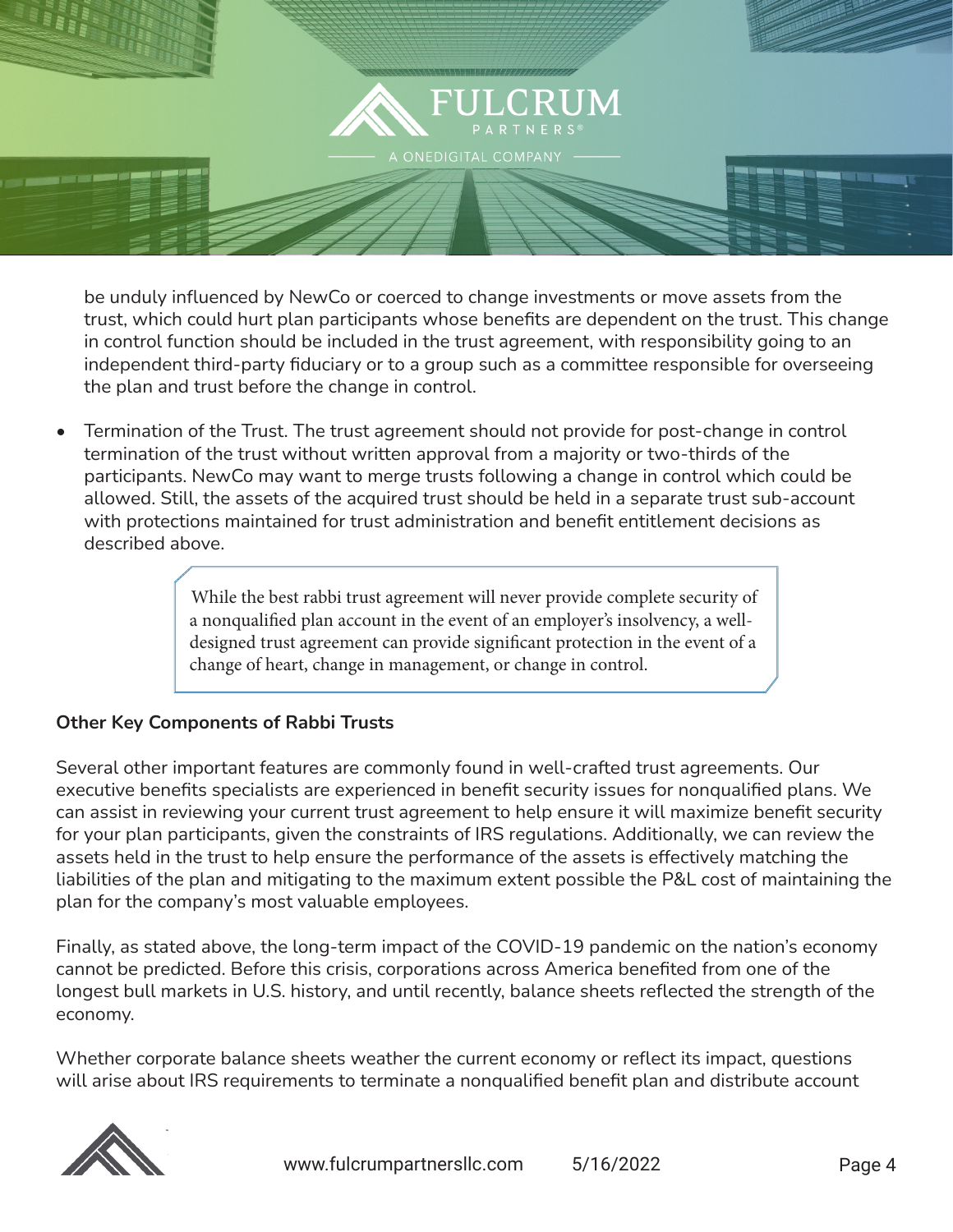be unduly influenced by NewCo or coerced to change investments or move assets from the trust, which could hurt plan participants whose benefits are dependent on the trust. This change in control function should be included in the trust agreement, with responsibility going to an independent third-party fiduciary or to a group such as a committee responsible for overseeing the plan and trust before the change in control.

- Termination of the Trust. The trust agreement should not provide for post-change in control termination of the trust without written approval from a majority or two-thirds of the participants. NewCo may want to merge trusts following a change in control which could be allowed. Still, the assets of the acquired trust should be held in a separate trust sub-account with protections maintained for trust administration and benefit entitlement decisions as described above.

> While the best rabbi trust agreement will never provide complete security of a nonqualified plan account in the event of an employer's insolvency, a well-designed trust agreement can provide significant protection in the event of a change of heart, change in management, or change in control.

**Other Key Components of Rabbi Trusts**

Several other important features are commonly found in well-crafted trust agreements. Our executive benefits specialists are experienced in benefit security issues for nonqualified plans. We can assist in reviewing your current trust agreement to help ensure it will maximize benefit security for your plan participants, given the constraints of IRS regulations. Additionally, we can review the assets held in the trust to help ensure the performance of the assets is effectively matching the liabilities of the plan and mitigating to the maximum extent possible the P&L cost of maintaining the plan for the company's most valuable employees.

Finally, as stated above, the long-term impact of the COVID-19 pandemic on the nation's economy cannot be predicted. Before this crisis, corporations across America benefited from one of the longest bull markets in U.S. history, and until recently, balance sheets reflected the strength of the economy.

Whether corporate balance sheets weather the current economy or reflect its impact, questions will arise about IRS requirements to terminate a nonqualified benefit plan and distribute account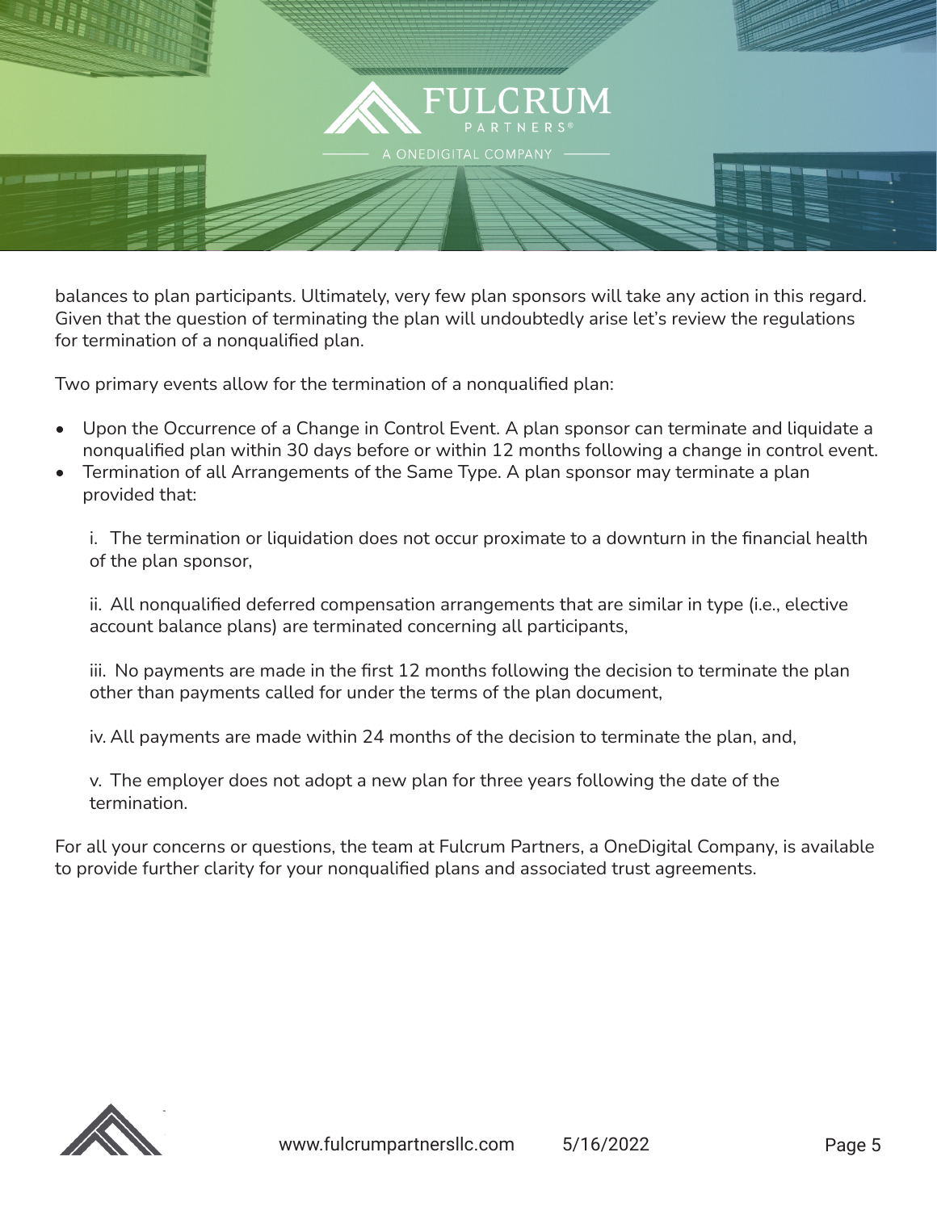balances to plan participants. Ultimately, very few plan sponsors will take any action in this regard. Given that the question of terminating the plan will undoubtedly arise let's review the regulations for termination of a nonqualified plan.

Two primary events allow for the termination of a nonqualified plan:

- Upon the Occurrence of a Change in Control Event. A plan sponsor can terminate and liquidate a nonqualified plan within 30 days before or within 12 months following a change in control event.
- Termination of all Arrangements of the Same Type. A plan sponsor may terminate a plan provided that:

  i. The termination or liquidation does not occur proximate to a downturn in the financial health of the plan sponsor,

  ii. All nonqualified deferred compensation arrangements that are similar in type (i.e., elective account balance plans) are terminated concerning all participants,

  iii. No payments are made in the first 12 months following the decision to terminate the plan other than payments called for under the terms of the plan document,

  iv. All payments are made within 24 months of the decision to terminate the plan, and,

  v. The employer does not adopt a new plan for three years following the date of the termination.

For all your concerns or questions, the team at Fulcrum Partners, a OneDigital Company, is available to provide further clarity for your nonqualified plans and associated trust agreements.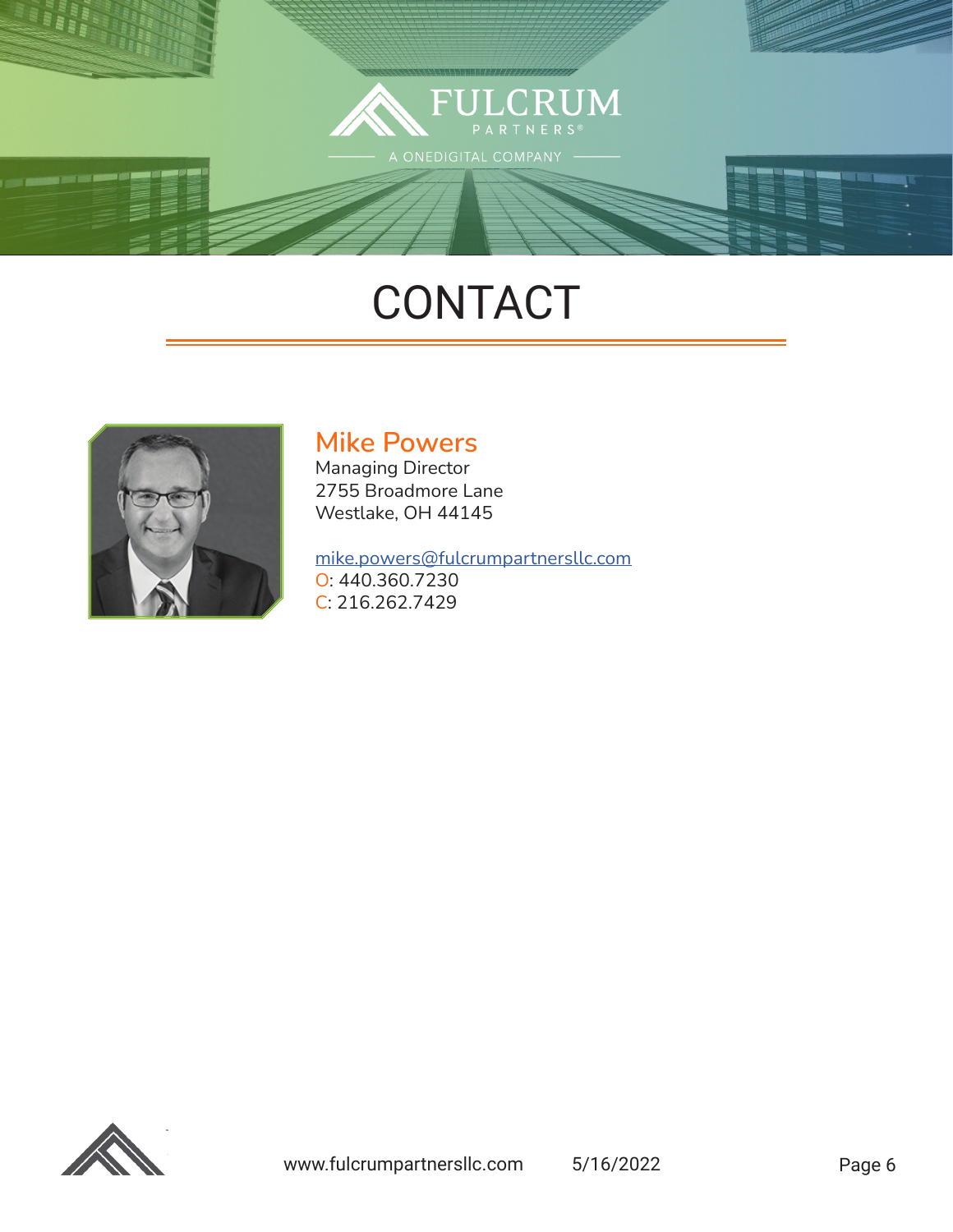# CONTACT

## Mike Powers

Managing Director
2755 Broadmore Lane
Westlake, OH 44145

mike.powers@fulcrumpartnersllc.com
O: 440.360.7230
C: 216.262.7429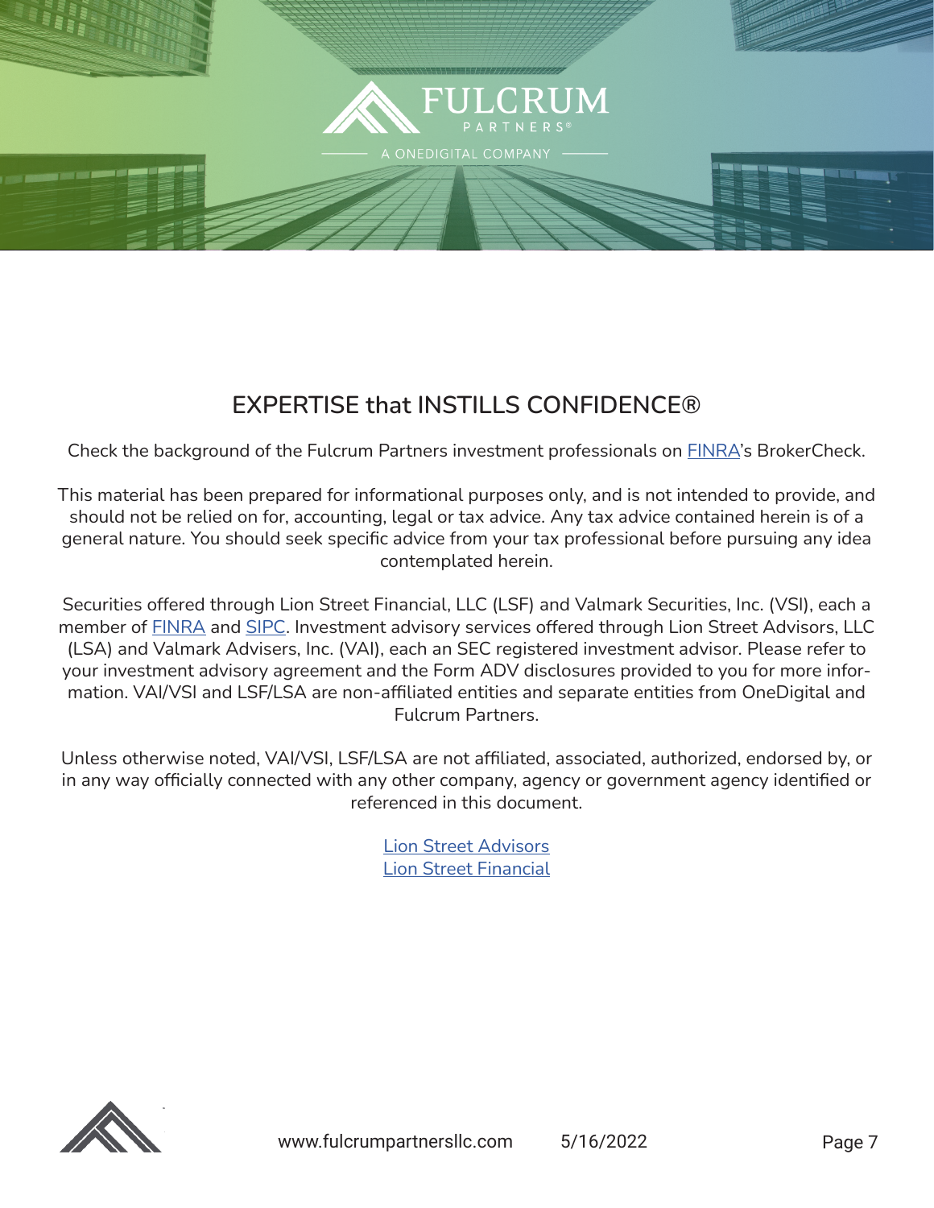## EXPERTISE that INSTILLS CONFIDENCE®

Check the background of the Fulcrum Partners investment professionals on FINRA's BrokerCheck.

This material has been prepared for informational purposes only, and is not intended to provide, and should not be relied on for, accounting, legal or tax advice. Any tax advice contained herein is of a general nature. You should seek specific advice from your tax professional before pursuing any idea contemplated herein.

Securities offered through Lion Street Financial, LLC (LSF) and Valmark Securities, Inc. (VSI), each a member of FINRA and SIPC. Investment advisory services offered through Lion Street Advisors, LLC (LSA) and Valmark Advisers, Inc. (VAI), each an SEC registered investment advisor. Please refer to your investment advisory agreement and the Form ADV disclosures provided to you for more information. VAI/VSI and LSF/LSA are non-affiliated entities and separate entities from OneDigital and Fulcrum Partners.

Unless otherwise noted, VAI/VSI, LSF/LSA are not affiliated, associated, authorized, endorsed by, or in any way officially connected with any other company, agency or government agency identified or referenced in this document.

Lion Street Advisors
Lion Street Financial